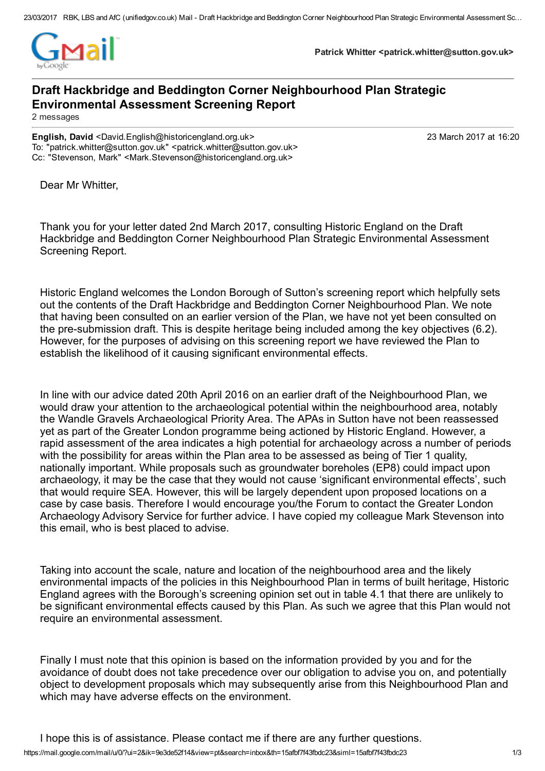Patrick Whitter <patrick.whitter@sutton.gov.uk>

# Draft Hackbridge and Beddington Corner Neighbourhood Plan Strategic Environmental Assessment Screening Report

2 messages

**English, David** <David.English@historicengland.org.uk> 23 March 2017 at 16:20
To: "patrick.whitter@sutton.gov.uk" <patrick.whitter@sutton.gov.uk>
Cc: "Stevenson, Mark" <Mark.Stevenson@historicengland.org.uk>

Dear Mr Whitter,

Thank you for your letter dated 2nd March 2017, consulting Historic England on the Draft Hackbridge and Beddington Corner Neighbourhood Plan Strategic Environmental Assessment Screening Report.

Historic England welcomes the London Borough of Sutton's screening report which helpfully sets out the contents of the Draft Hackbridge and Beddington Corner Neighbourhood Plan. We note that having been consulted on an earlier version of the Plan, we have not yet been consulted on the pre-submission draft. This is despite heritage being included among the key objectives (6.2). However, for the purposes of advising on this screening report we have reviewed the Plan to establish the likelihood of it causing significant environmental effects.

In line with our advice dated 20th April 2016 on an earlier draft of the Neighbourhood Plan, we would draw your attention to the archaeological potential within the neighbourhood area, notably the Wandle Gravels Archaeological Priority Area. The APAs in Sutton have not been reassessed yet as part of the Greater London programme being actioned by Historic England. However, a rapid assessment of the area indicates a high potential for archaeology across a number of periods with the possibility for areas within the Plan area to be assessed as being of Tier 1 quality, nationally important. While proposals such as groundwater boreholes (EP8) could impact upon archaeology, it may be the case that they would not cause 'significant environmental effects', such that would require SEA. However, this will be largely dependent upon proposed locations on a case by case basis. Therefore I would encourage you/the Forum to contact the Greater London Archaeology Advisory Service for further advice. I have copied my colleague Mark Stevenson into this email, who is best placed to advise.

Taking into account the scale, nature and location of the neighbourhood area and the likely environmental impacts of the policies in this Neighbourhood Plan in terms of built heritage, Historic England agrees with the Borough's screening opinion set out in table 4.1 that there are unlikely to be significant environmental effects caused by this Plan. As such we agree that this Plan would not require an environmental assessment.

Finally I must note that this opinion is based on the information provided by you and for the avoidance of doubt does not take precedence over our obligation to advise you on, and potentially object to development proposals which may subsequently arise from this Neighbourhood Plan and which may have adverse effects on the environment.

I hope this is of assistance. Please contact me if there are any further questions.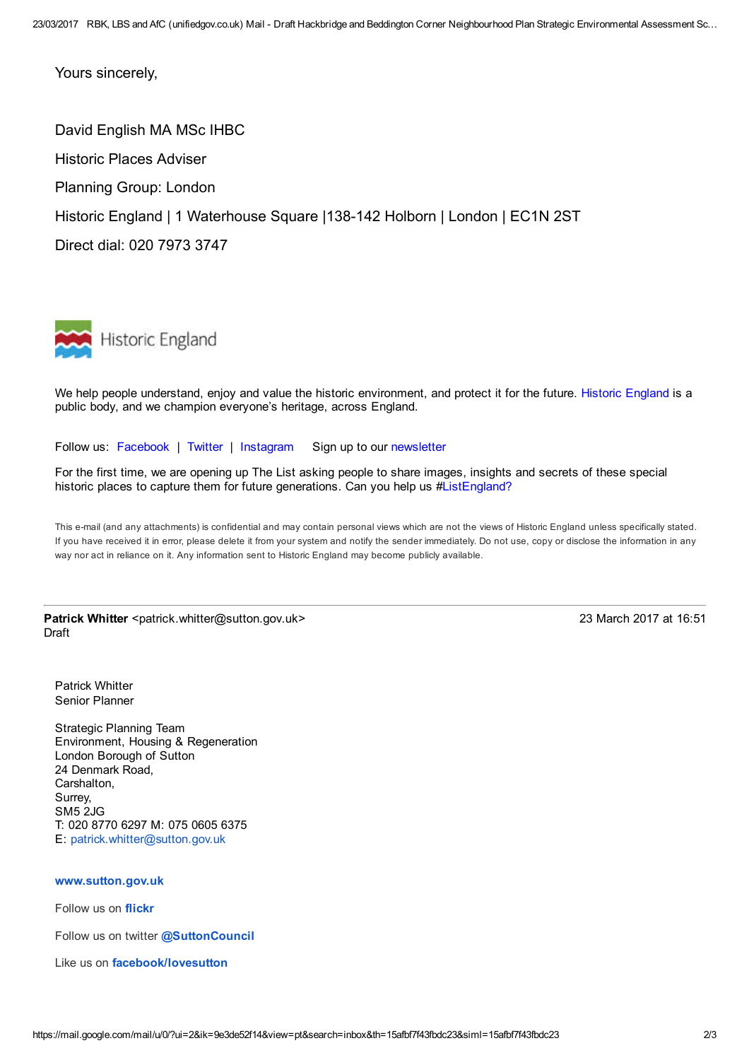Yours sincerely,

David English MA MSc IHBC

Historic Places Adviser

Planning Group: London

Historic England | 1 Waterhouse Square |138-142 Holborn | London | EC1N 2ST

Direct dial: 020 7973 3747

Historic England

We help people understand, enjoy and value the historic environment, and protect it for the future. Historic England is a public body, and we champion everyone's heritage, across England.

Follow us: Facebook | Twitter | Instagram     Sign up to our newsletter

For the first time, we are opening up The List asking people to share images, insights and secrets of these special historic places to capture them for future generations. Can you help us #ListEngland?

This e-mail (and any attachments) is confidential and may contain personal views which are not the views of Historic England unless specifically stated. If you have received it in error, please delete it from your system and notify the sender immediately. Do not use, copy or disclose the information in any way nor act in reliance on it. Any information sent to Historic England may become publicly available.

---

**Patrick Whitter** <patrick.whitter@sutton.gov.uk>     23 March 2017 at 16:51
Draft

Patrick Whitter
Senior Planner

Strategic Planning Team
Environment, Housing & Regeneration
London Borough of Sutton
24 Denmark Road,
Carshalton,
Surrey,
SM5 2JG
T: 020 8770 6297 M: 075 0605 6375
E: patrick.whitter@sutton.gov.uk

**www.sutton.gov.uk**

Follow us on **flickr**

Follow us on twitter **@SuttonCouncil**

Like us on **facebook/lovesutton**